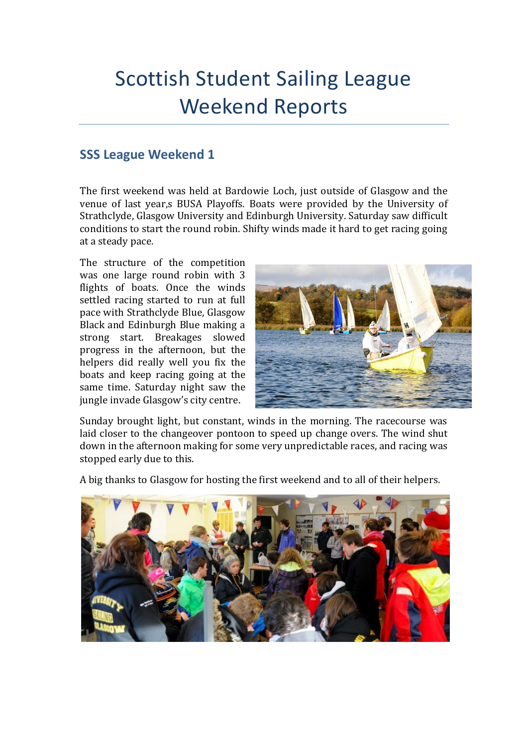# Scottish Student Sailing League Weekend Reports

## SSS League Weekend 1

The first weekend was held at Bardowie Loch, just outside of Glasgow and the venue of last year,s BUSA Playoffs. Boats were provided by the University of Strathclyde, Glasgow University and Edinburgh University. Saturday saw difficult conditions to start the round robin. Shifty winds made it hard to get racing going at a steady pace.

The structure of the competition was one large round robin with 3 flights of boats. Once the winds settled racing started to run at full pace with Strathclyde Blue, Glasgow Black and Edinburgh Blue making a strong start. Breakages slowed progress in the afternoon, but the helpers did really well you fix the boats and keep racing going at the same time. Saturday night saw the jungle invade Glasgow's city centre.

Sunday brought light, but constant, winds in the morning. The racecourse was laid closer to the changeover pontoon to speed up change overs. The wind shut down in the afternoon making for some very unpredictable races, and racing was stopped early due to this.

A big thanks to Glasgow for hosting the first weekend and to all of their helpers.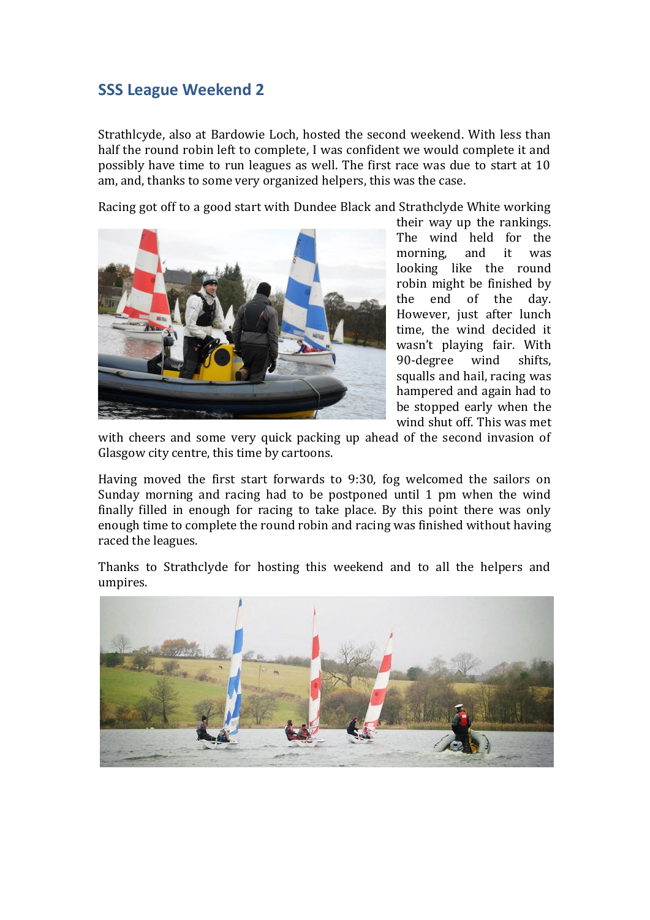## SSS League Weekend 2

Strathlcyde, also at Bardowie Loch, hosted the second weekend. With less than half the round robin left to complete, I was confident we would complete it and possibly have time to run leagues as well. The first race was due to start at 10 am, and, thanks to some very organized helpers, this was the case.

Racing got off to a good start with Dundee Black and Strathclyde White working their way up the rankings. The wind held for the morning, and it was looking like the round robin might be finished by the end of the day. However, just after lunch time, the wind decided it wasn't playing fair. With 90-degree wind shifts, squalls and hail, racing was hampered and again had to be stopped early when the wind shut off. This was met with cheers and some very quick packing up ahead of the second invasion of Glasgow city centre, this time by cartoons.

Having moved the first start forwards to 9:30, fog welcomed the sailors on Sunday morning and racing had to be postponed until 1 pm when the wind finally filled in enough for racing to take place. By this point there was only enough time to complete the round robin and racing was finished without having raced the leagues.

Thanks to Strathclyde for hosting this weekend and to all the helpers and umpires.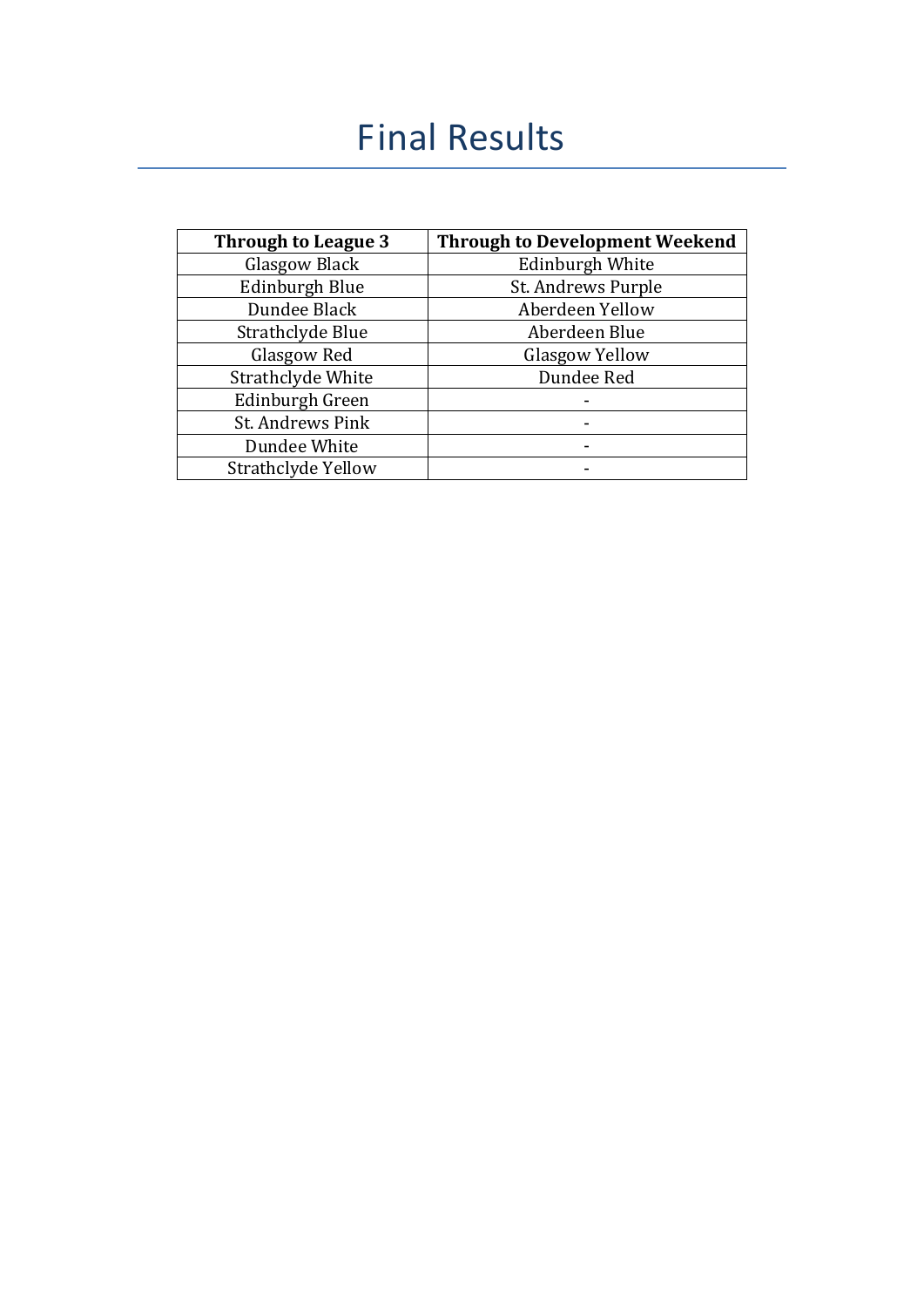# Final Results

| Through to League 3 | Through to Development Weekend |
|---|---|
| Glasgow Black | Edinburgh White |
| Edinburgh Blue | St. Andrews Purple |
| Dundee Black | Aberdeen Yellow |
| Strathclyde Blue | Aberdeen Blue |
| Glasgow Red | Glasgow Yellow |
| Strathclyde White | Dundee Red |
| Edinburgh Green | - |
| St. Andrews Pink | - |
| Dundee White | - |
| Strathclyde Yellow | - |